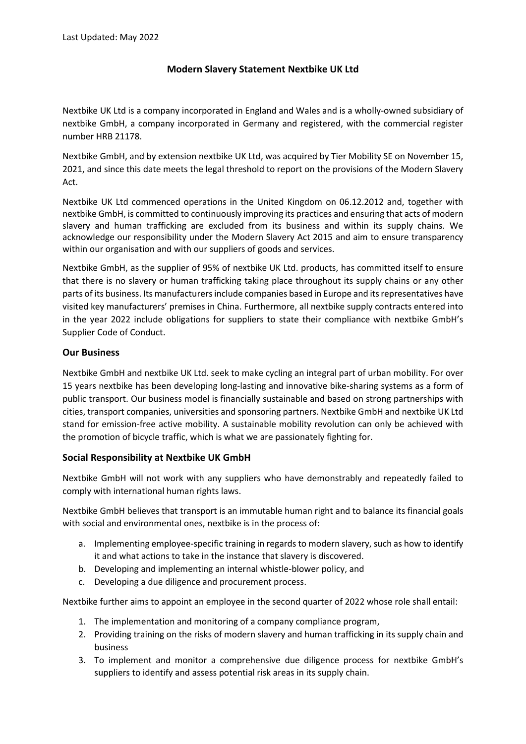Last Updated: May 2022

# Modern Slavery Statement Nextbike UK Ltd

Nextbike UK Ltd is a company incorporated in England and Wales and is a wholly-owned subsidiary of nextbike GmbH, a company incorporated in Germany and registered, with the commercial register number HRB 21178.

Nextbike GmbH, and by extension nextbike UK Ltd, was acquired by Tier Mobility SE on November 15, 2021, and since this date meets the legal threshold to report on the provisions of the Modern Slavery Act.

Nextbike UK Ltd commenced operations in the United Kingdom on 06.12.2012 and, together with nextbike GmbH, is committed to continuously improving its practices and ensuring that acts of modern slavery and human trafficking are excluded from its business and within its supply chains. We acknowledge our responsibility under the Modern Slavery Act 2015 and aim to ensure transparency within our organisation and with our suppliers of goods and services.

Nextbike GmbH, as the supplier of 95% of nextbike UK Ltd. products, has committed itself to ensure that there is no slavery or human trafficking taking place throughout its supply chains or any other parts of its business. Its manufacturers include companies based in Europe and its representatives have visited key manufacturers' premises in China. Furthermore, all nextbike supply contracts entered into in the year 2022 include obligations for suppliers to state their compliance with nextbike GmbH's Supplier Code of Conduct.

## Our Business

Nextbike GmbH and nextbike UK Ltd. seek to make cycling an integral part of urban mobility. For over 15 years nextbike has been developing long-lasting and innovative bike-sharing systems as a form of public transport. Our business model is financially sustainable and based on strong partnerships with cities, transport companies, universities and sponsoring partners. Nextbike GmbH and nextbike UK Ltd stand for emission-free active mobility. A sustainable mobility revolution can only be achieved with the promotion of bicycle traffic, which is what we are passionately fighting for.

## Social Responsibility at Nextbike UK GmbH

Nextbike GmbH will not work with any suppliers who have demonstrably and repeatedly failed to comply with international human rights laws.

Nextbike GmbH believes that transport is an immutable human right and to balance its financial goals with social and environmental ones, nextbike is in the process of:

a. Implementing employee-specific training in regards to modern slavery, such as how to identify it and what actions to take in the instance that slavery is discovered.
b. Developing and implementing an internal whistle-blower policy, and
c. Developing a due diligence and procurement process.

Nextbike further aims to appoint an employee in the second quarter of 2022 whose role shall entail:

1. The implementation and monitoring of a company compliance program,
2. Providing training on the risks of modern slavery and human trafficking in its supply chain and business
3. To implement and monitor a comprehensive due diligence process for nextbike GmbH's suppliers to identify and assess potential risk areas in its supply chain.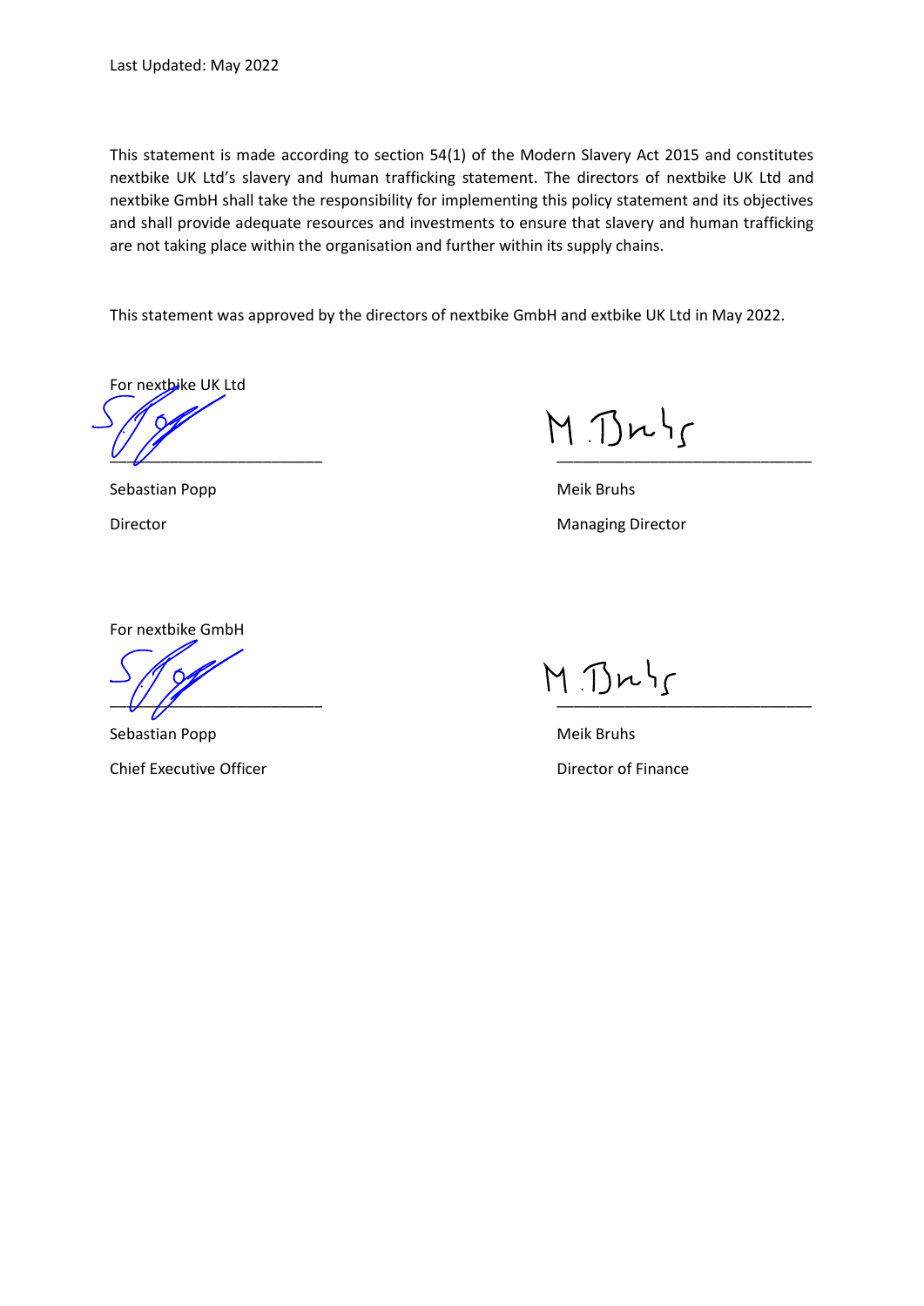Last Updated: May 2022

This statement is made according to section 54(1) of the Modern Slavery Act 2015 and constitutes nextbike UK Ltd's slavery and human trafficking statement. The directors of nextbike UK Ltd and nextbike GmbH shall take the responsibility for implementing this policy statement and its objectives and shall provide adequate resources and investments to ensure that slavery and human trafficking are not taking place within the organisation and further within its supply chains.

This statement was approved by the directors of nextbike GmbH and extbike UK Ltd in May 2022.

For nextbike UK Ltd

_________________________ 

Sebastian Popp

Director

M. Bruhs
_________________________

Meik Bruhs

Managing Director

For nextbike GmbH

_________________________

Sebastian Popp

Chief Executive Officer

M. Bruhs
_________________________

Meik Bruhs

Director of Finance